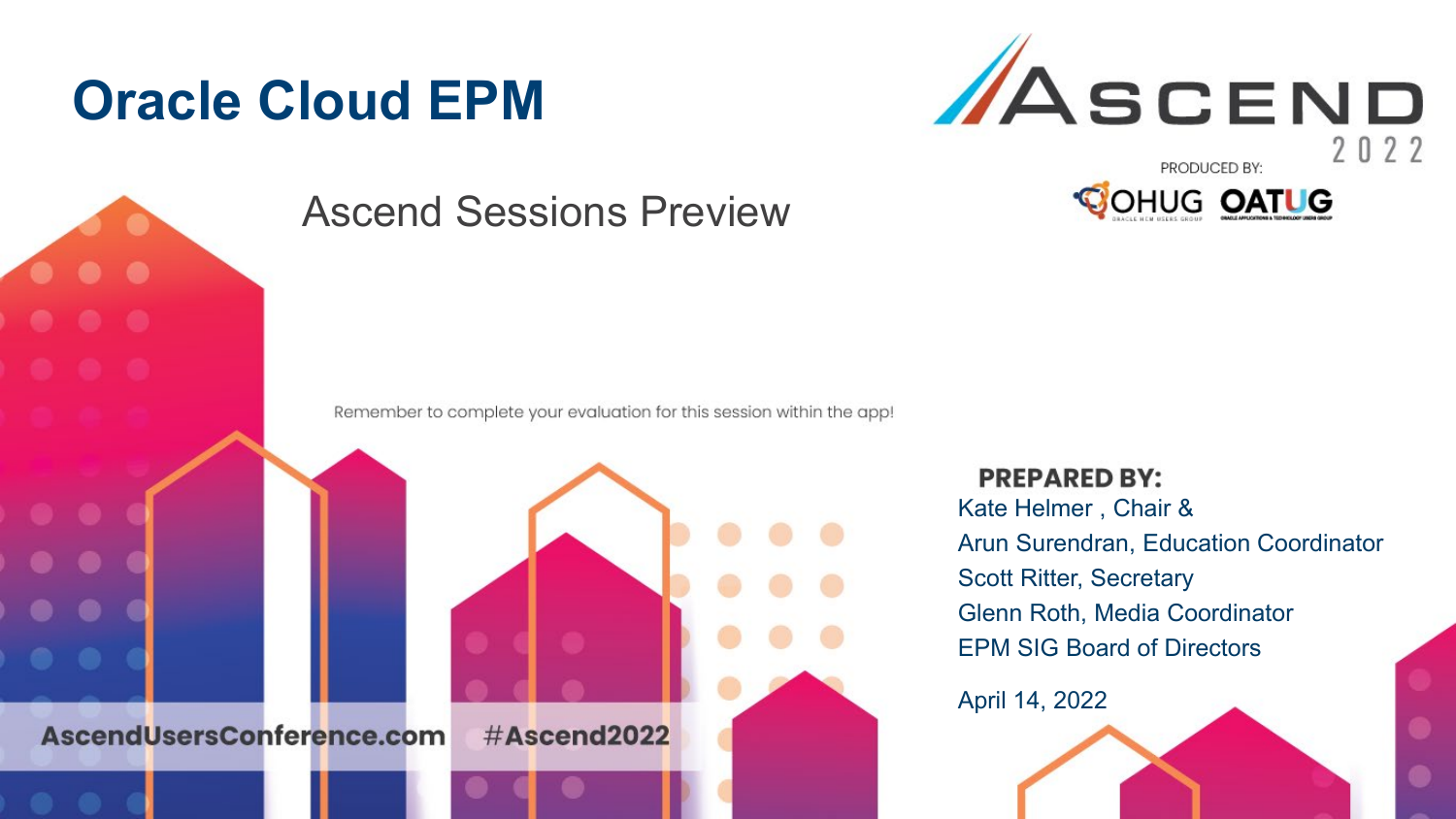# Oracle Cloud EPM

## Ascend Sessions Preview

ASCEND 2022

PRODUCED BY: OHUG OATUG

Remember to complete your evaluation for this session within the app!

**PREPARED BY:**

Kate Helmer , Chair &
Arun Surendran, Education Coordinator
Scott Ritter, Secretary
Glenn Roth, Media Coordinator
EPM SIG Board of Directors

April 14, 2022

AscendUsersConference.com #Ascend2022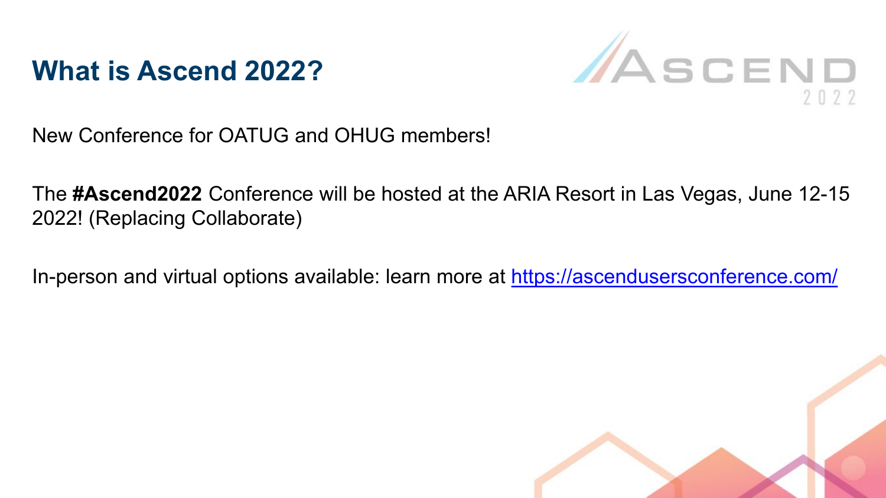# What is Ascend 2022?

New Conference for OATUG and OHUG members!

The **#Ascend2022** Conference will be hosted at the ARIA Resort in Las Vegas, June 12-15 2022! (Replacing Collaborate)

In-person and virtual options available: learn more at [https://ascendusersconference.com/](https://ascendusersconference.com/)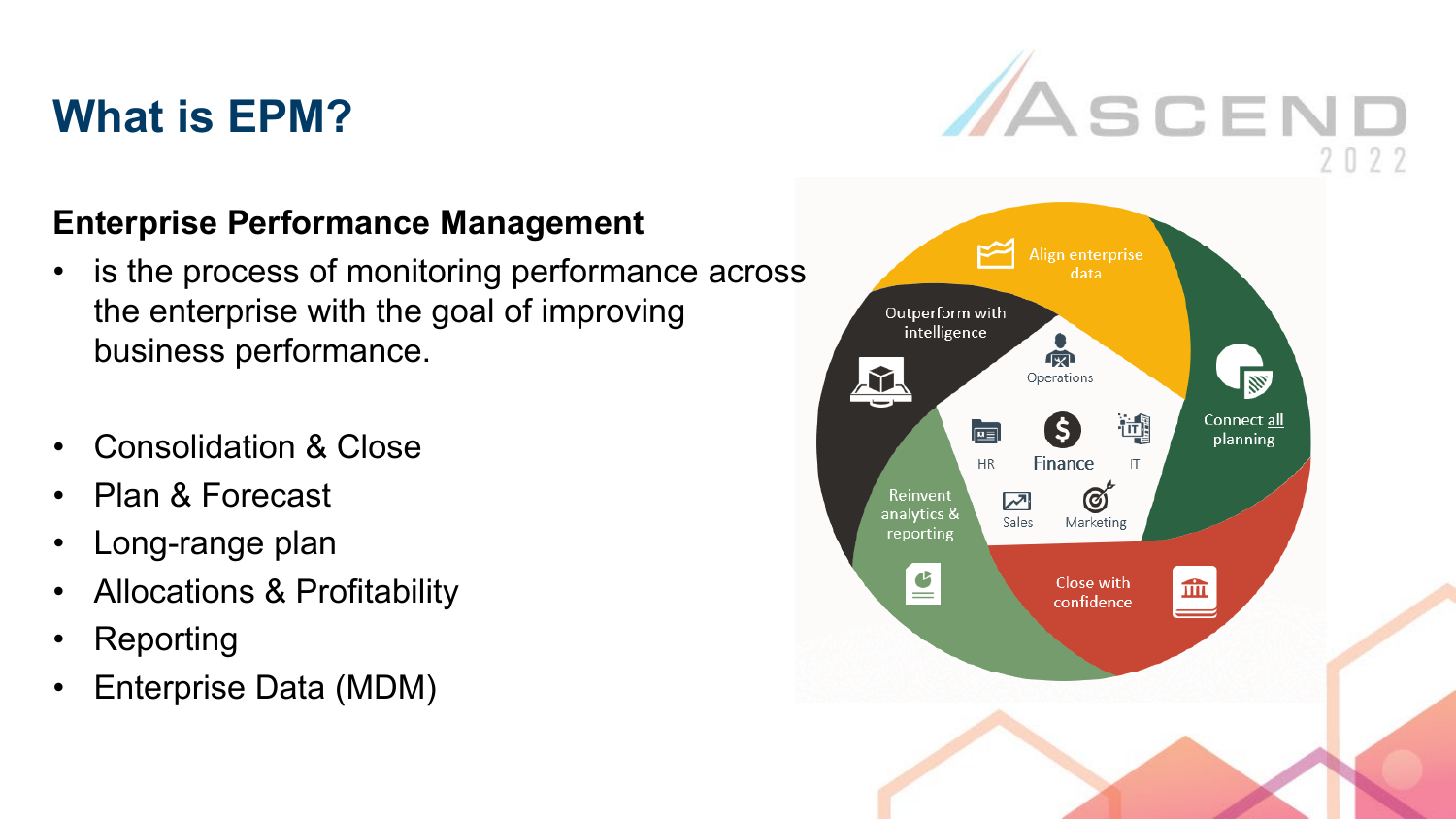# What is EPM?

**Enterprise Performance Management**

- is the process of monitoring performance across the enterprise with the goal of improving business performance.

- Consolidation & Close
- Plan & Forecast
- Long-range plan
- Allocations & Profitability
- Reporting
- Enterprise Data (MDM)

Align enterprise data

Connect all planning

Close with confidence

Reinvent analytics & reporting

Outperform with intelligence

Operations

HR

Finance

IT

Sales

Marketing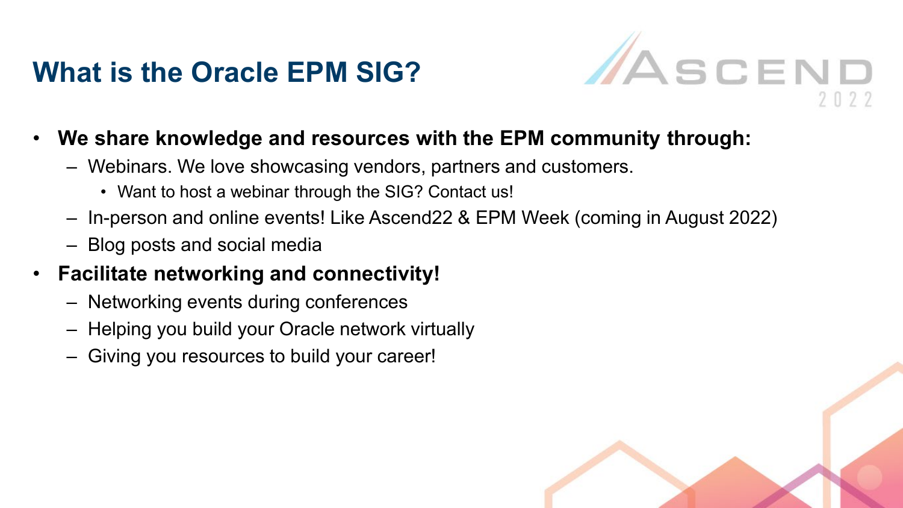# What is the Oracle EPM SIG?

- **We share knowledge and resources with the EPM community through:**
  - Webinars. We love showcasing vendors, partners and customers.
    - Want to host a webinar through the SIG? Contact us!
  - In-person and online events! Like Ascend22 & EPM Week (coming in August 2022)
  - Blog posts and social media
- **Facilitate networking and connectivity!**
  - Networking events during conferences
  - Helping you build your Oracle network virtually
  - Giving you resources to build your career!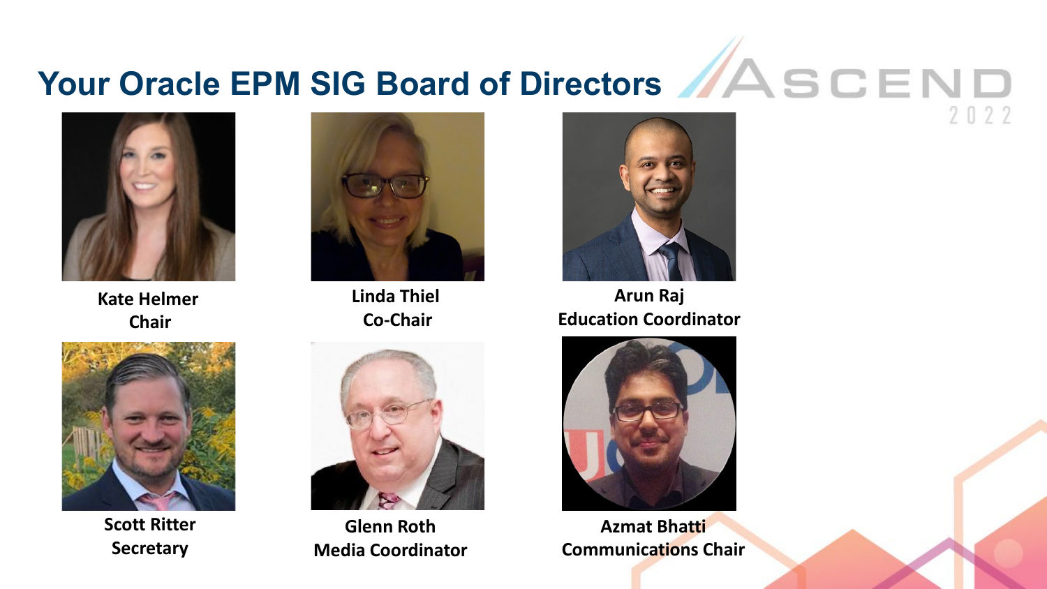# Your Oracle EPM SIG Board of Directors

ASCEND 2022

**Kate Helmer**
**Chair**

**Linda Thiel**
**Co-Chair**

**Arun Raj**
**Education Coordinator**

**Scott Ritter**
**Secretary**

**Glenn Roth**
**Media Coordinator**

**Azmat Bhatti**
**Communications Chair**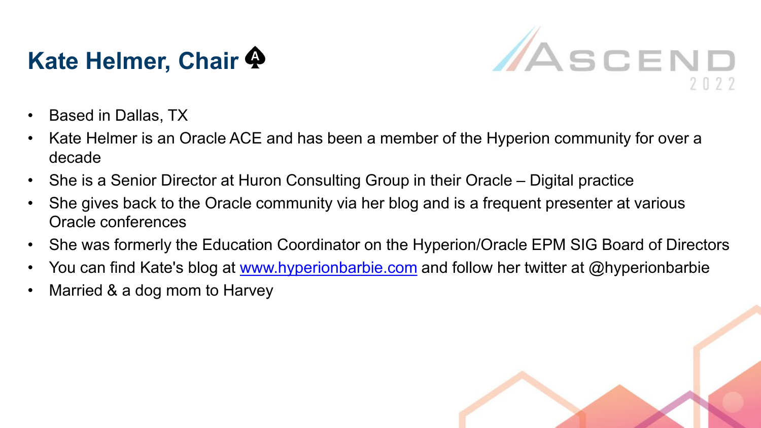# Kate Helmer, Chair

- Based in Dallas, TX
- Kate Helmer is an Oracle ACE and has been a member of the Hyperion community for over a decade
- She is a Senior Director at Huron Consulting Group in their Oracle – Digital practice
- She gives back to the Oracle community via her blog and is a frequent presenter at various Oracle conferences
- She was formerly the Education Coordinator on the Hyperion/Oracle EPM SIG Board of Directors
- You can find Kate's blog at [www.hyperionbarbie.com](http://www.hyperionbarbie.com) and follow her twitter at @hyperionbarbie
- Married & a dog mom to Harvey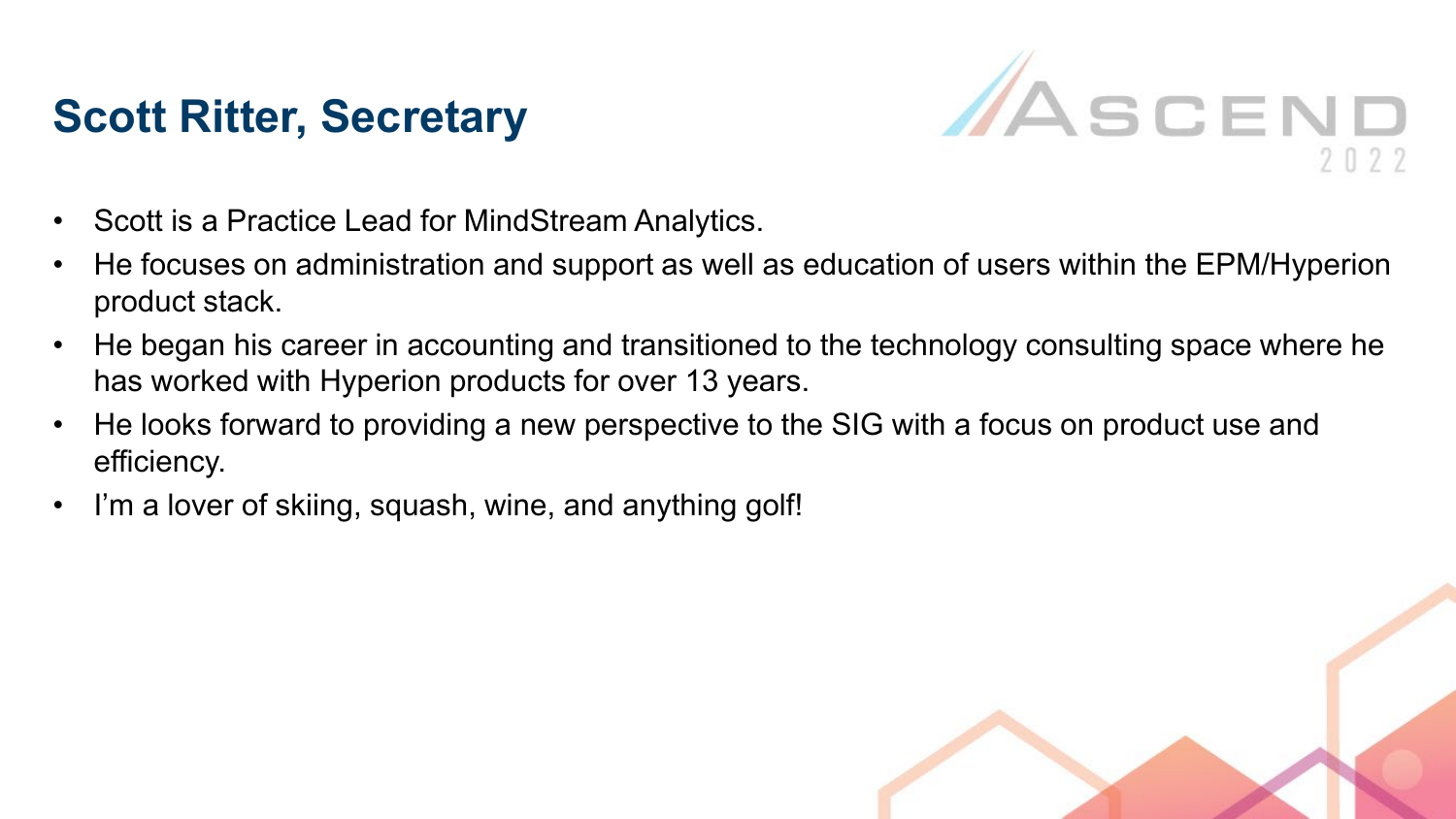# Scott Ritter, Secretary

- Scott is a Practice Lead for MindStream Analytics.
- He focuses on administration and support as well as education of users within the EPM/Hyperion product stack.
- He began his career in accounting and transitioned to the technology consulting space where he has worked with Hyperion products for over 13 years.
- He looks forward to providing a new perspective to the SIG with a focus on product use and efficiency.
- I'm a lover of skiing, squash, wine, and anything golf!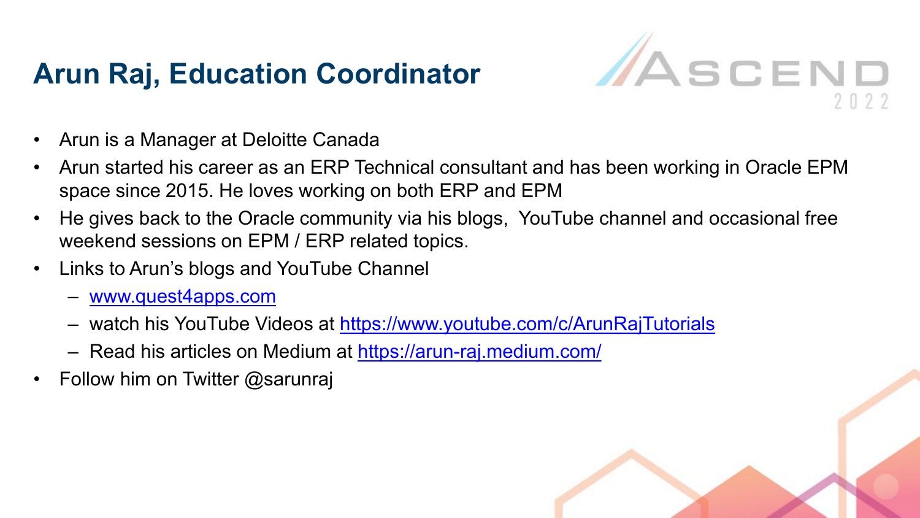# Arun Raj, Education Coordinator

- Arun is a Manager at Deloitte Canada
- Arun started his career as an ERP Technical consultant and has been working in Oracle EPM space since 2015. He loves working on both ERP and EPM
- He gives back to the Oracle community via his blogs, YouTube channel and occasional free weekend sessions on EPM / ERP related topics.
- Links to Arun's blogs and YouTube Channel
  - [www.quest4apps.com](http://www.quest4apps.com)
  - watch his YouTube Videos at [https://www.youtube.com/c/ArunRajTutorials](https://www.youtube.com/c/ArunRajTutorials)
  - Read his articles on Medium at [https://arun-raj.medium.com/](https://arun-raj.medium.com/)
- Follow him on Twitter @sarunraj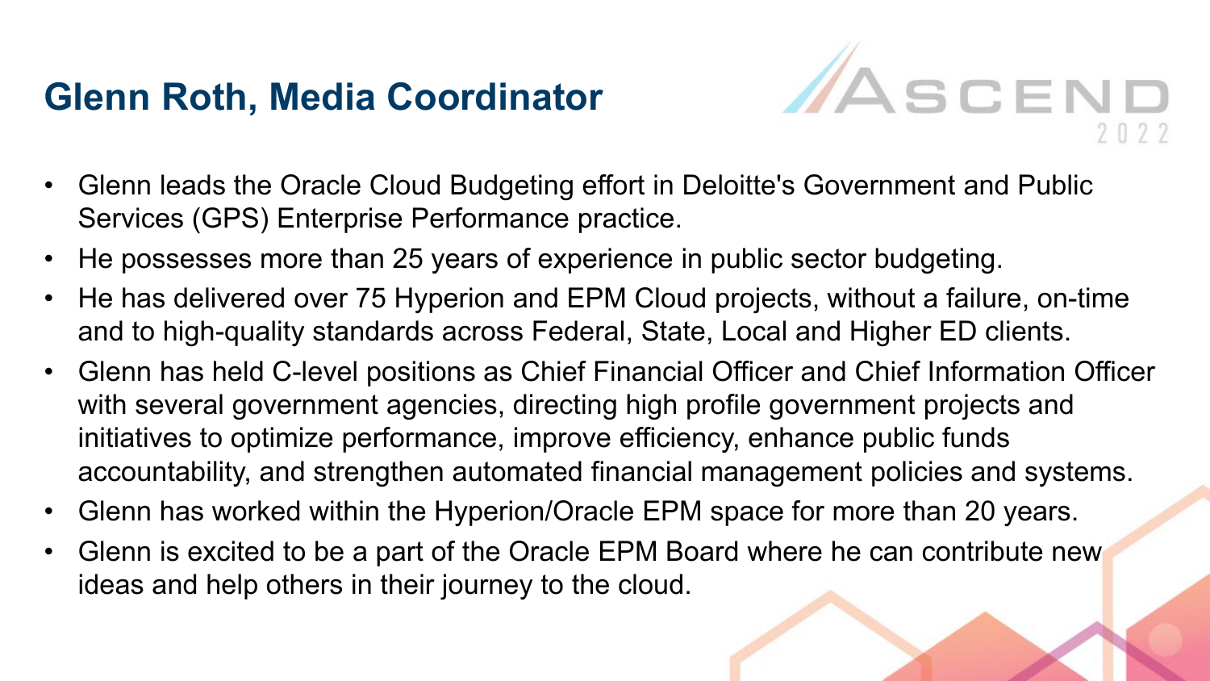# Glenn Roth, Media Coordinator

- Glenn leads the Oracle Cloud Budgeting effort in Deloitte's Government and Public Services (GPS) Enterprise Performance practice.
- He possesses more than 25 years of experience in public sector budgeting.
- He has delivered over 75 Hyperion and EPM Cloud projects, without a failure, on-time and to high-quality standards across Federal, State, Local and Higher ED clients.
- Glenn has held C-level positions as Chief Financial Officer and Chief Information Officer with several government agencies, directing high profile government projects and initiatives to optimize performance, improve efficiency, enhance public funds accountability, and strengthen automated financial management policies and systems.
- Glenn has worked within the Hyperion/Oracle EPM space for more than 20 years.
- Glenn is excited to be a part of the Oracle EPM Board where he can contribute new ideas and help others in their journey to the cloud.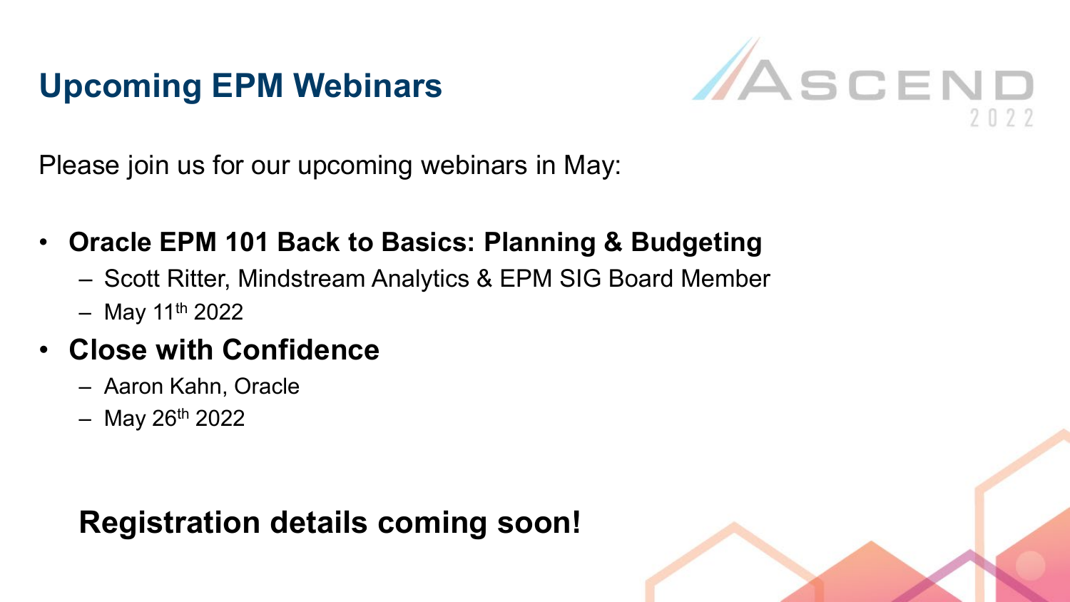# Upcoming EPM Webinars

Please join us for our upcoming webinars in May:

- **Oracle EPM 101 Back to Basics: Planning & Budgeting**
  - Scott Ritter, Mindstream Analytics & EPM SIG Board Member
  - May 11th 2022
- **Close with Confidence**
  - Aaron Kahn, Oracle
  - May 26th 2022

**Registration details coming soon!**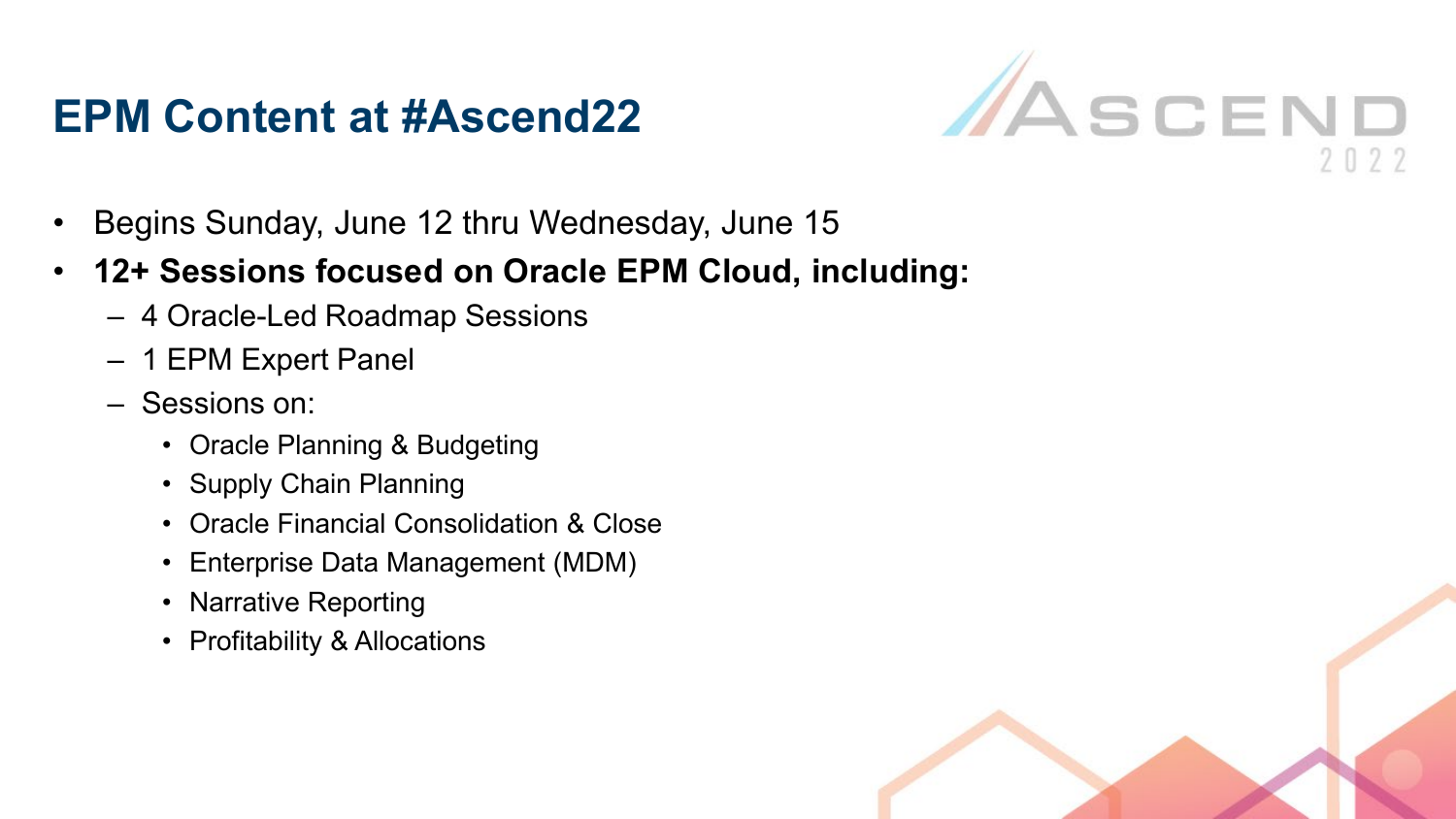# EPM Content at #Ascend22

- Begins Sunday, June 12 thru Wednesday, June 15
- **12+ Sessions focused on Oracle EPM Cloud, including:**
  - 4 Oracle-Led Roadmap Sessions
  - 1 EPM Expert Panel
  - Sessions on:
    - Oracle Planning & Budgeting
    - Supply Chain Planning
    - Oracle Financial Consolidation & Close
    - Enterprise Data Management (MDM)
    - Narrative Reporting
    - Profitability & Allocations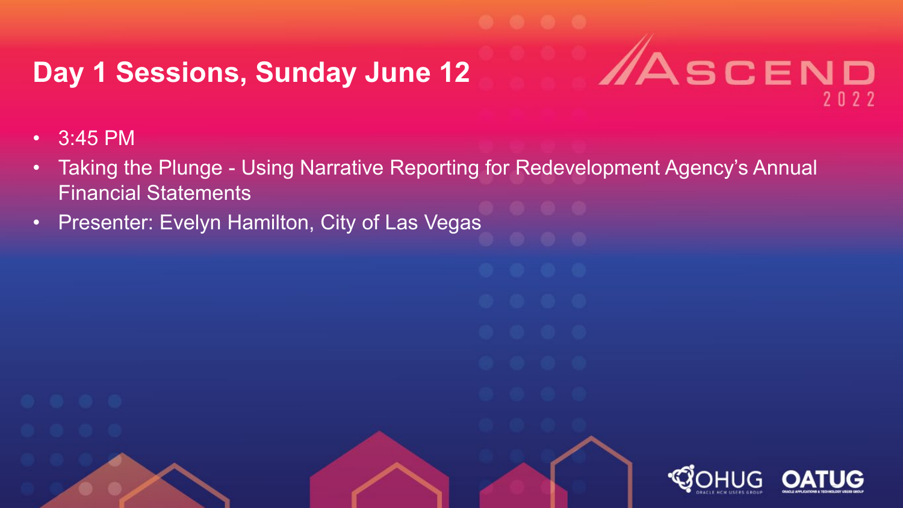# Day 1 Sessions, Sunday June 12

- 3:45 PM
- Taking the Plunge - Using Narrative Reporting for Redevelopment Agency's Annual Financial Statements
- Presenter: Evelyn Hamilton, City of Las Vegas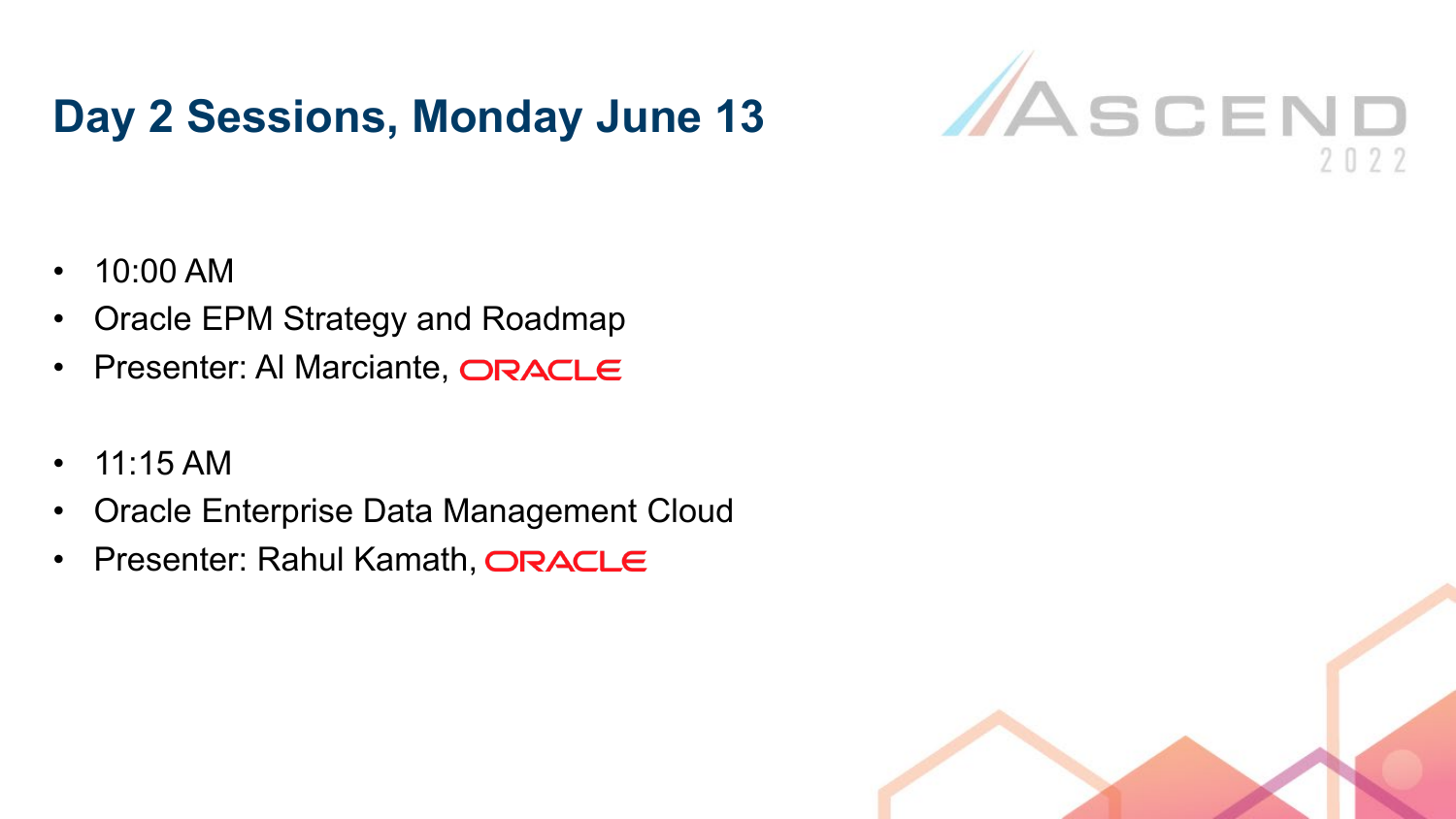# Day 2 Sessions, Monday June 13

ASCEND 2022

- 10:00 AM
- Oracle EPM Strategy and Roadmap
- Presenter: Al Marciante, ORACLE

- 11:15 AM
- Oracle Enterprise Data Management Cloud
- Presenter: Rahul Kamath, ORACLE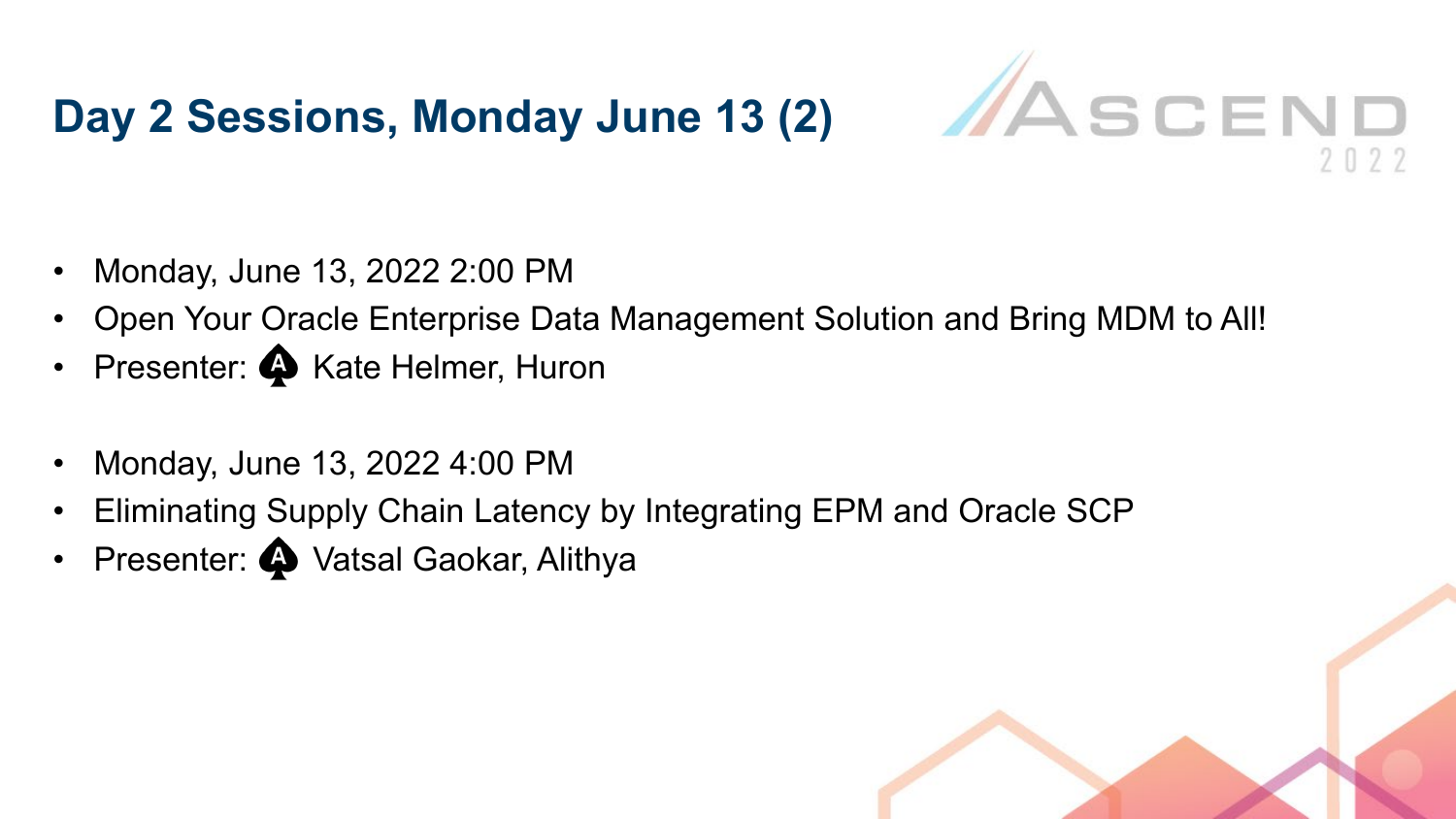# Day 2 Sessions, Monday June 13 (2)

- Monday, June 13, 2022 2:00 PM
- Open Your Oracle Enterprise Data Management Solution and Bring MDM to All!
- Presenter: Kate Helmer, Huron

- Monday, June 13, 2022 4:00 PM
- Eliminating Supply Chain Latency by Integrating EPM and Oracle SCP
- Presenter: Vatsal Gaokar, Alithya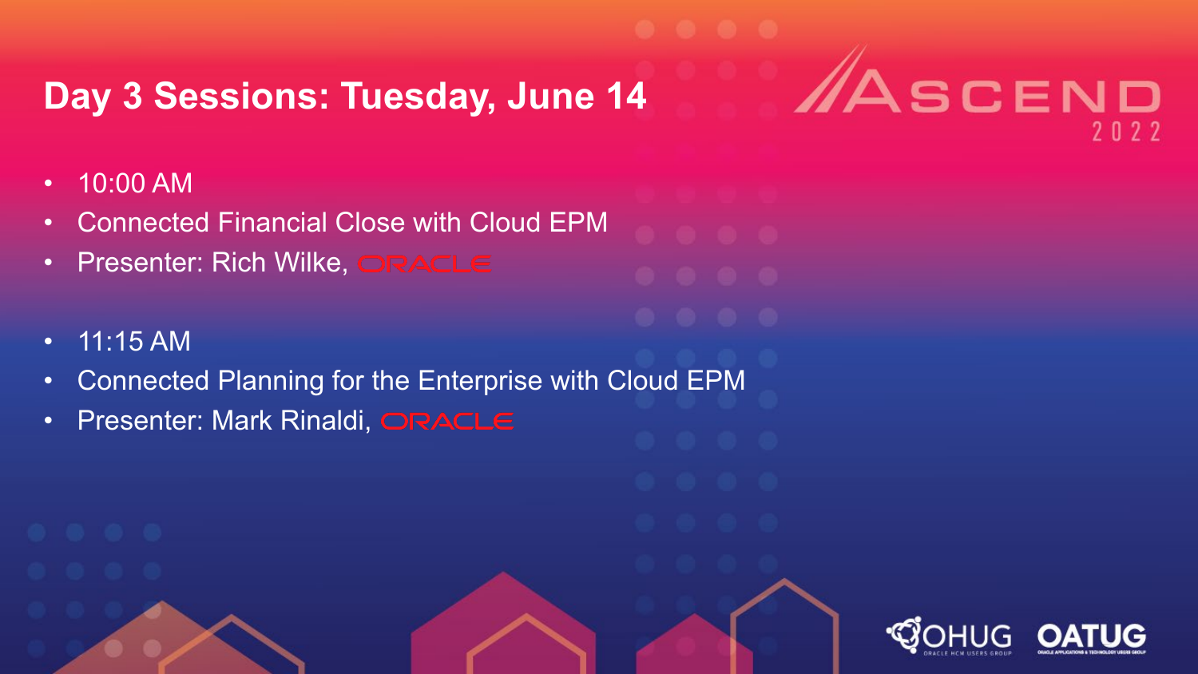# Day 3 Sessions: Tuesday, June 14

- 10:00 AM
- Connected Financial Close with Cloud EPM
- Presenter: Rich Wilke, ORACLE

- 11:15 AM
- Connected Planning for the Enterprise with Cloud EPM
- Presenter: Mark Rinaldi, ORACLE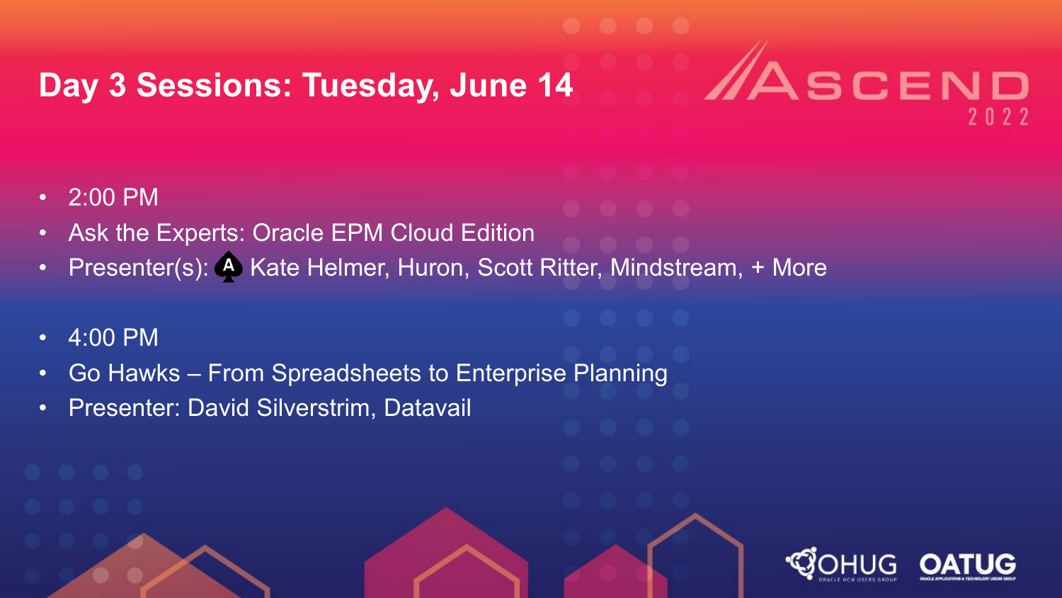# Day 3 Sessions: Tuesday, June 14

- 2:00 PM
- Ask the Experts: Oracle EPM Cloud Edition
- Presenter(s): Kate Helmer, Huron, Scott Ritter, Mindstream, + More

- 4:00 PM
- Go Hawks – From Spreadsheets to Enterprise Planning
- Presenter: David Silverstrim, Datavail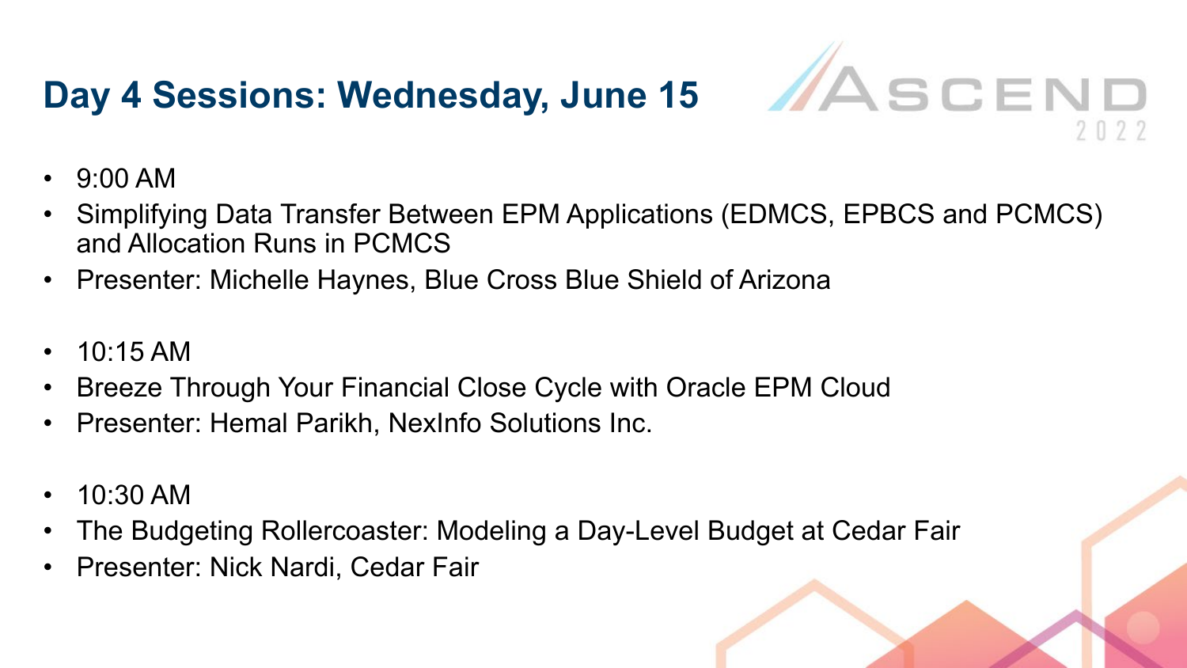# Day 4 Sessions: Wednesday, June 15

- 9:00 AM
- Simplifying Data Transfer Between EPM Applications (EDMCS, EPBCS and PCMCS) and Allocation Runs in PCMCS
- Presenter: Michelle Haynes, Blue Cross Blue Shield of Arizona

- 10:15 AM
- Breeze Through Your Financial Close Cycle with Oracle EPM Cloud
- Presenter: Hemal Parikh, NexInfo Solutions Inc.

- 10:30 AM
- The Budgeting Rollercoaster: Modeling a Day-Level Budget at Cedar Fair
- Presenter: Nick Nardi, Cedar Fair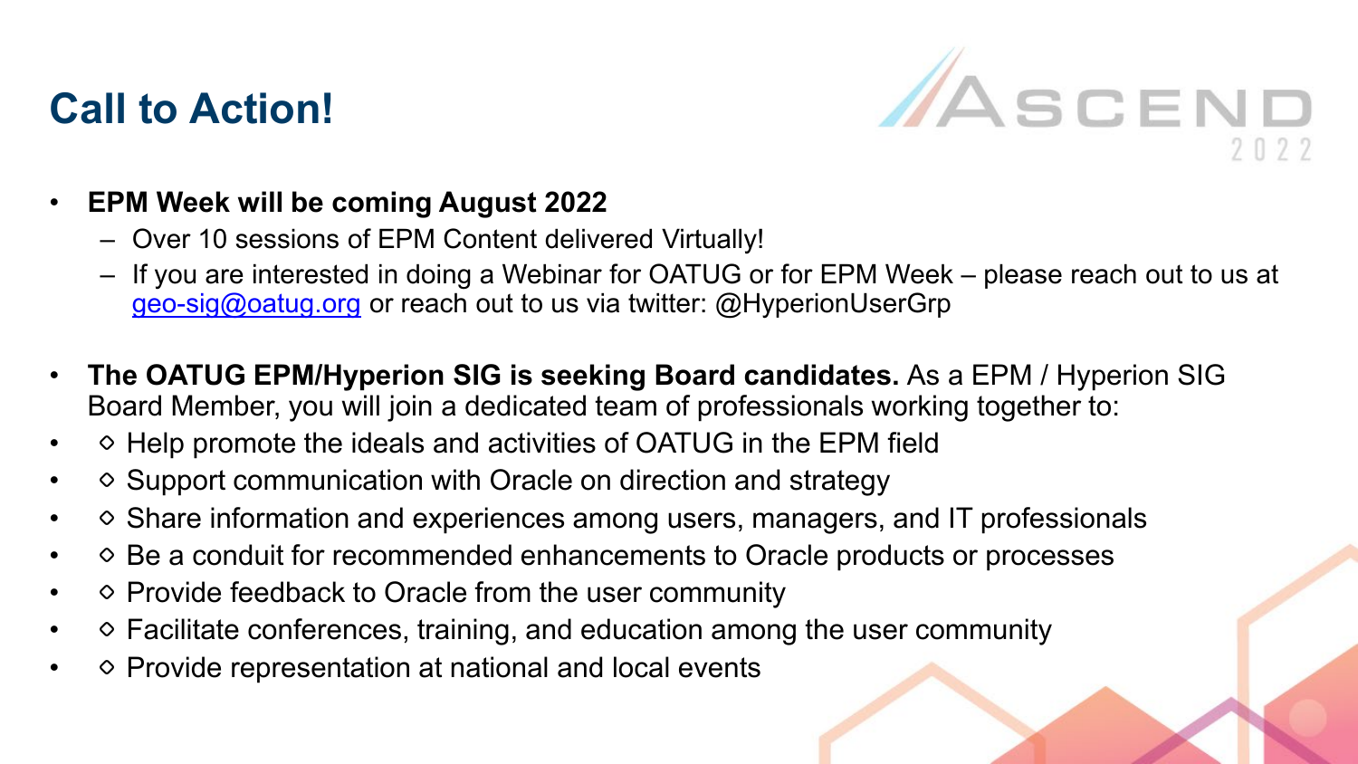# Call to Action!

- **EPM Week will be coming August 2022**
  - Over 10 sessions of EPM Content delivered Virtually!
  - If you are interested in doing a Webinar for OATUG or for EPM Week – please reach out to us at geo-sig@oatug.org or reach out to us via twitter: @HyperionUserGrp

- **The OATUG EPM/Hyperion SIG is seeking Board candidates.** As a EPM / Hyperion SIG Board Member, you will join a dedicated team of professionals working together to:
- ◇ Help promote the ideals and activities of OATUG in the EPM field
- ◇ Support communication with Oracle on direction and strategy
- ◇ Share information and experiences among users, managers, and IT professionals
- ◇ Be a conduit for recommended enhancements to Oracle products or processes
- ◇ Provide feedback to Oracle from the user community
- ◇ Facilitate conferences, training, and education among the user community
- ◇ Provide representation at national and local events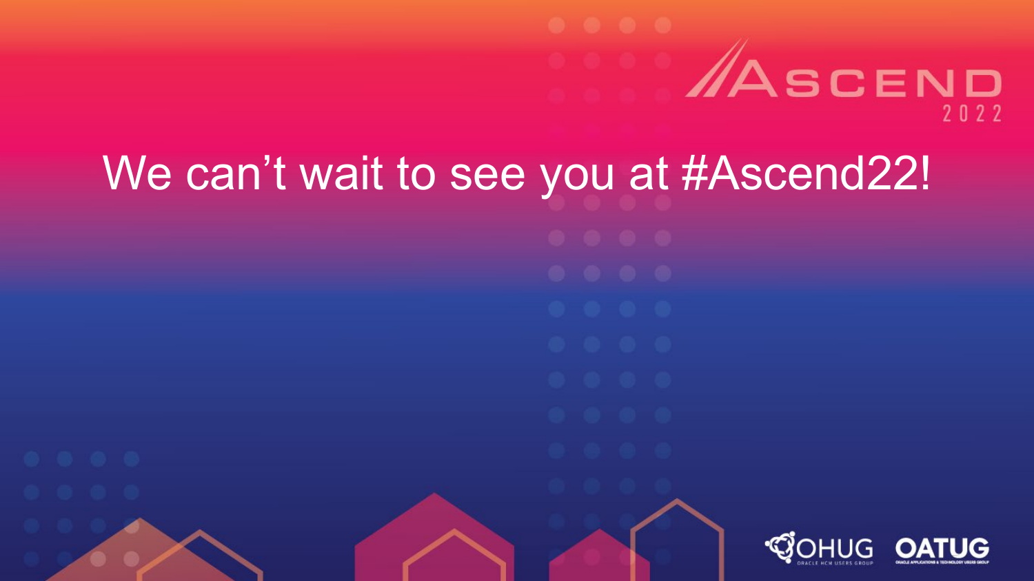ASCEND 2022

# We can't wait to see you at #Ascend22!

OHUG ORACLE HCM USERS GROUP

OATUG ORACLE APPLICATIONS & TECHNOLOGY USERS GROUP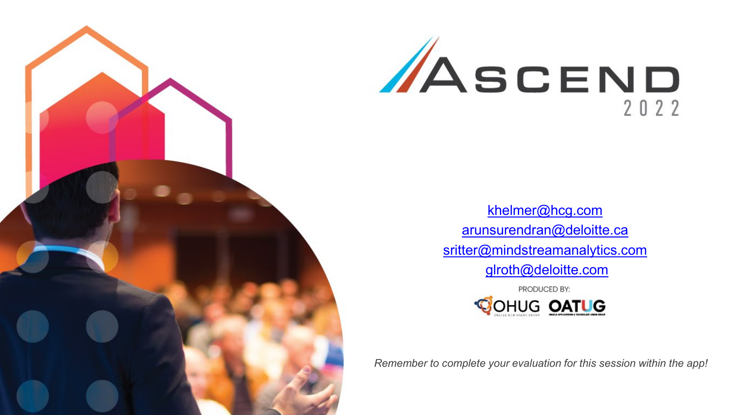ASCEND 2022

khelmer@hcg.com

arunsurendran@deloitte.ca

sritter@mindstreamanalytics.com

glroth@deloitte.com

PRODUCED BY:

OHUG OATUG

*Remember to complete your evaluation for this session within the app!*